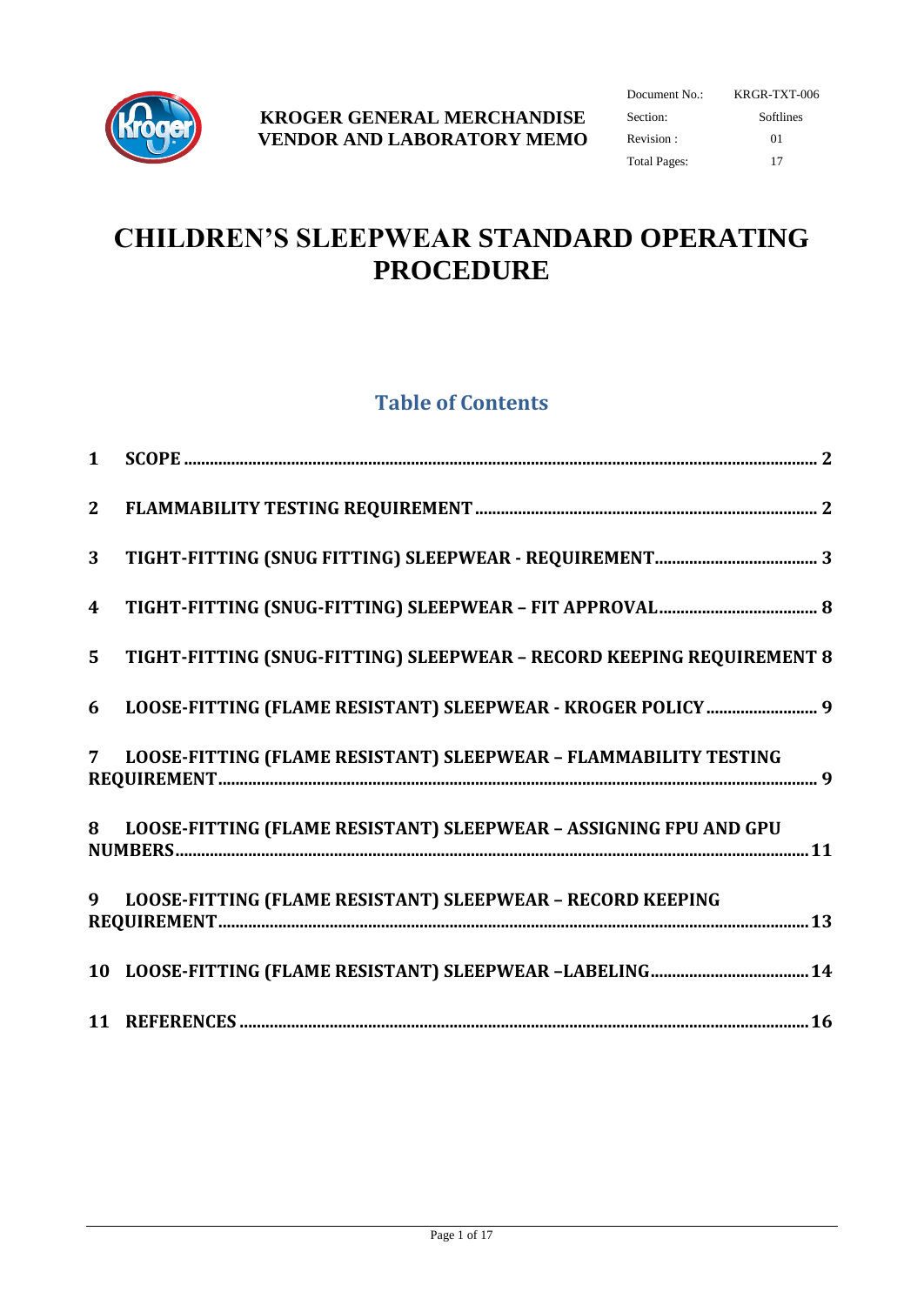**KROGER GENERAL MERCHANDISE VENDOR AND LABORATORY MEMO**

| Document No.: | KRGR-TXT-006 |
| --- | --- |
| Section: | Softlines |
| Revision : | 01 |
| Total Pages: | 17 |

# CHILDREN'S SLEEPWEAR STANDARD OPERATING PROCEDURE

## Table of Contents

1. SCOPE ..... 2
2. FLAMMABILITY TESTING REQUIREMENT ..... 2
3. TIGHT-FITTING (SNUG FITTING) SLEEPWEAR - REQUIREMENT ..... 3
4. TIGHT-FITTING (SNUG-FITTING) SLEEPWEAR – FIT APPROVAL ..... 8
5. TIGHT-FITTING (SNUG-FITTING) SLEEPWEAR – RECORD KEEPING REQUIREMENT ..... 8
6. LOOSE-FITTING (FLAME RESISTANT) SLEEPWEAR - KROGER POLICY ..... 9
7. LOOSE-FITTING (FLAME RESISTANT) SLEEPWEAR – FLAMMABILITY TESTING REQUIREMENT ..... 9
8. LOOSE-FITTING (FLAME RESISTANT) SLEEPWEAR – ASSIGNING FPU AND GPU NUMBERS ..... 11
9. LOOSE-FITTING (FLAME RESISTANT) SLEEPWEAR – RECORD KEEPING REQUIREMENT ..... 13
10. LOOSE-FITTING (FLAME RESISTANT) SLEEPWEAR –LABELING ..... 14
11. REFERENCES ..... 16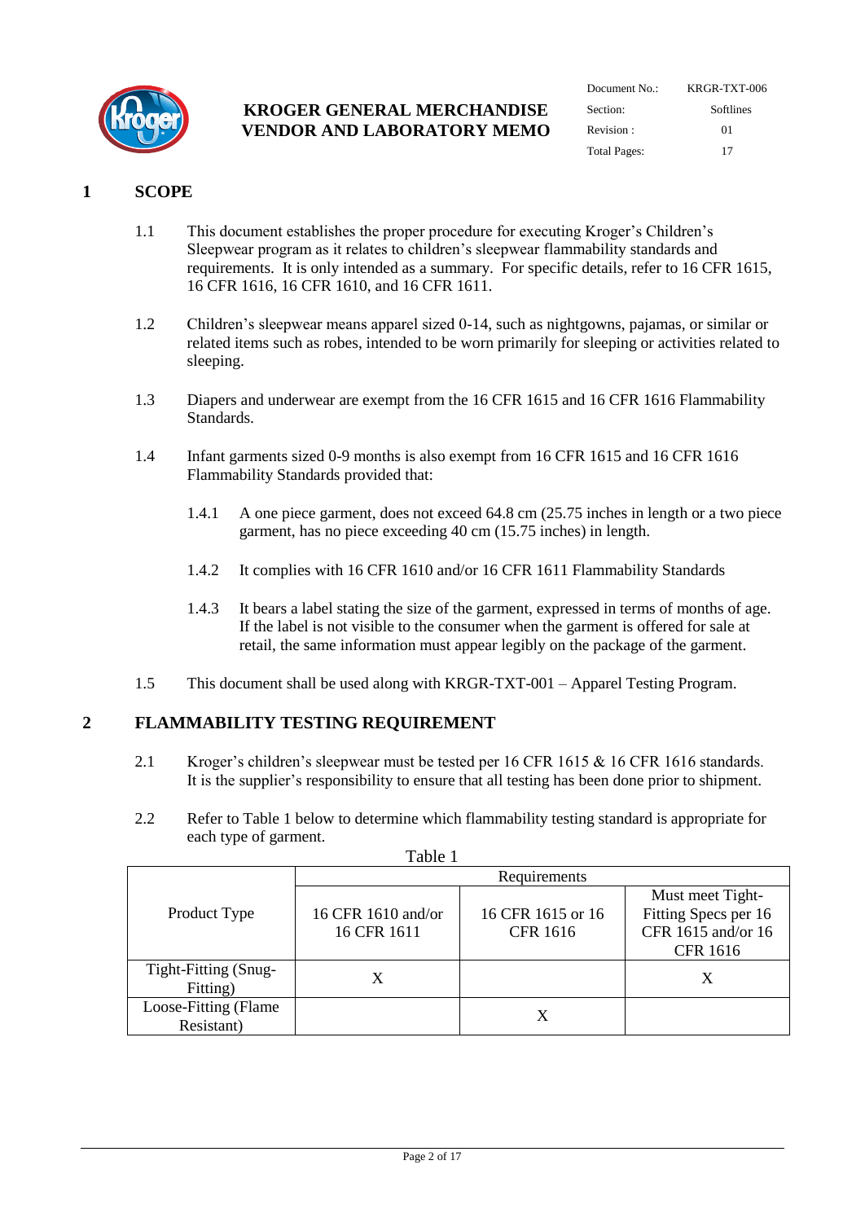## 1 SCOPE

1.1 This document establishes the proper procedure for executing Kroger's Children's Sleepwear program as it relates to children's sleepwear flammability standards and requirements. It is only intended as a summary. For specific details, refer to 16 CFR 1615, 16 CFR 1616, 16 CFR 1610, and 16 CFR 1611.

1.2 Children's sleepwear means apparel sized 0-14, such as nightgowns, pajamas, or similar or related items such as robes, intended to be worn primarily for sleeping or activities related to sleeping.

1.3 Diapers and underwear are exempt from the 16 CFR 1615 and 16 CFR 1616 Flammability Standards.

1.4 Infant garments sized 0-9 months is also exempt from 16 CFR 1615 and 16 CFR 1616 Flammability Standards provided that:

1.4.1 A one piece garment, does not exceed 64.8 cm (25.75 inches in length or a two piece garment, has no piece exceeding 40 cm (15.75 inches) in length.

1.4.2 It complies with 16 CFR 1610 and/or 16 CFR 1611 Flammability Standards

1.4.3 It bears a label stating the size of the garment, expressed in terms of months of age. If the label is not visible to the consumer when the garment is offered for sale at retail, the same information must appear legibly on the package of the garment.

1.5 This document shall be used along with KRGR-TXT-001 – Apparel Testing Program.

## 2 FLAMMABILITY TESTING REQUIREMENT

2.1 Kroger's children's sleepwear must be tested per 16 CFR 1615 & 16 CFR 1616 standards. It is the supplier's responsibility to ensure that all testing has been done prior to shipment.

2.2 Refer to Table 1 below to determine which flammability testing standard is appropriate for each type of garment.

Table 1

| Product Type | Requirements | | |
|---|---|---|---|
| | 16 CFR 1610 and/or 16 CFR 1611 | 16 CFR 1615 or 16 CFR 1616 | Must meet Tight-Fitting Specs per 16 CFR 1615 and/or 16 CFR 1616 |
| Tight-Fitting (Snug-Fitting) | X | | X |
| Loose-Fitting (Flame Resistant) | | X | |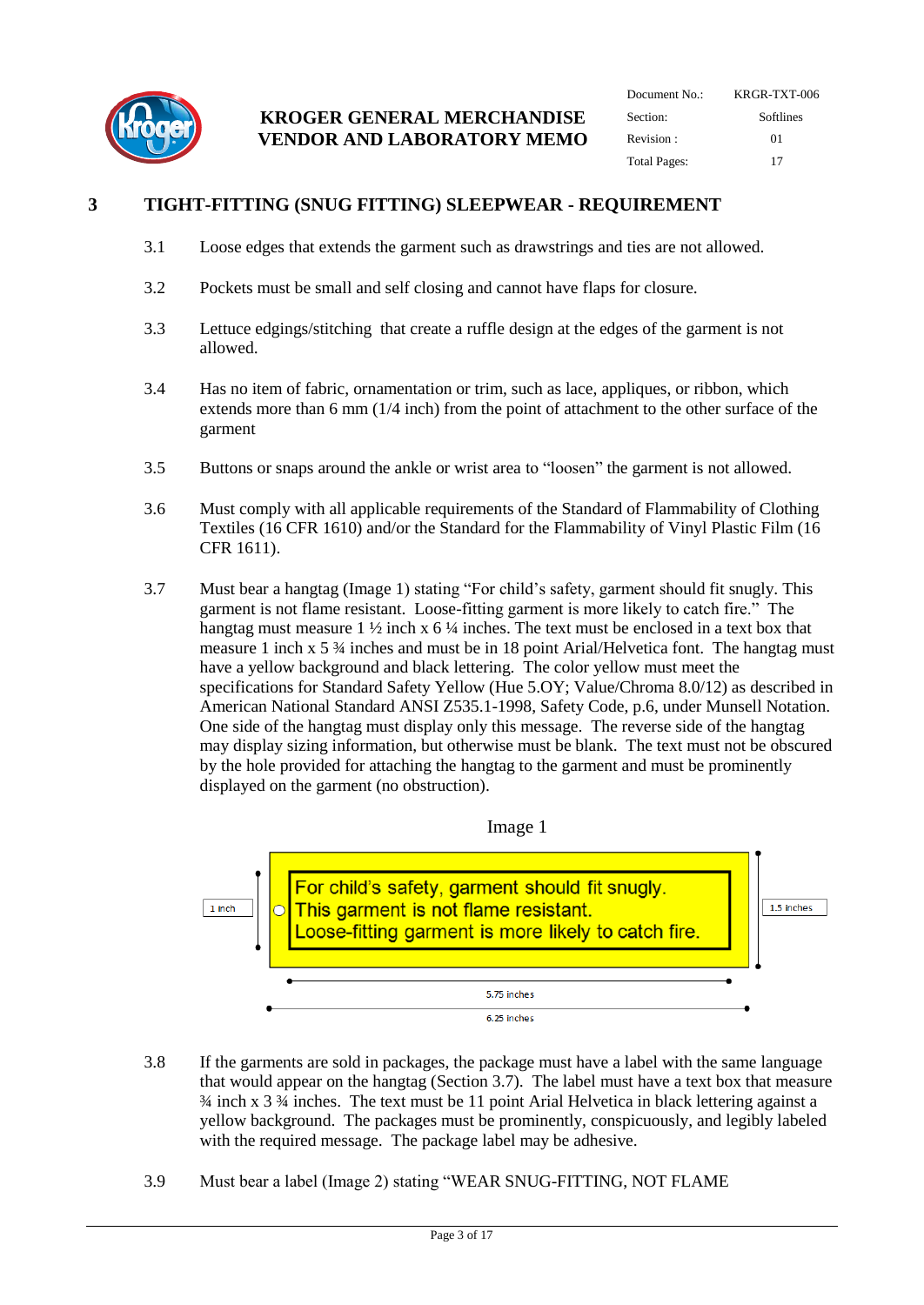## 3 TIGHT-FITTING (SNUG FITTING) SLEEPWEAR - REQUIREMENT

3.1 Loose edges that extends the garment such as drawstrings and ties are not allowed.

3.2 Pockets must be small and self closing and cannot have flaps for closure.

3.3 Lettuce edgings/stitching that create a ruffle design at the edges of the garment is not allowed.

3.4 Has no item of fabric, ornamentation or trim, such as lace, appliques, or ribbon, which extends more than 6 mm (1/4 inch) from the point of attachment to the other surface of the garment

3.5 Buttons or snaps around the ankle or wrist area to "loosen" the garment is not allowed.

3.6 Must comply with all applicable requirements of the Standard of Flammability of Clothing Textiles (16 CFR 1610) and/or the Standard for the Flammability of Vinyl Plastic Film (16 CFR 1611).

3.7 Must bear a hangtag (Image 1) stating "For child's safety, garment should fit snugly. This garment is not flame resistant. Loose-fitting garment is more likely to catch fire." The hangtag must measure 1 ½ inch x 6 ¼ inches. The text must be enclosed in a text box that measure 1 inch x 5 ¾ inches and must be in 18 point Arial/Helvetica font. The hangtag must have a yellow background and black lettering. The color yellow must meet the specifications for Standard Safety Yellow (Hue 5.OY; Value/Chroma 8.0/12) as described in American National Standard ANSI Z535.1-1998, Safety Code, p.6, under Munsell Notation. One side of the hangtag must display only this message. The reverse side of the hangtag may display sizing information, but otherwise must be blank. The text must not be obscured by the hole provided for attaching the hangtag to the garment and must be prominently displayed on the garment (no obstruction).

Image 1

For child's safety, garment should fit snugly.
This garment is not flame resistant.
Loose-fitting garment is more likely to catch fire.

1 inch | 1.5 inches | 5.75 inches | 6.25 inches

3.8 If the garments are sold in packages, the package must have a label with the same language that would appear on the hangtag (Section 3.7). The label must have a text box that measure ¾ inch x 3 ¾ inches. The text must be 11 point Arial Helvetica in black lettering against a yellow background. The packages must be prominently, conspicuously, and legibly labeled with the required message. The package label may be adhesive.

3.9 Must bear a label (Image 2) stating "WEAR SNUG-FITTING, NOT FLAME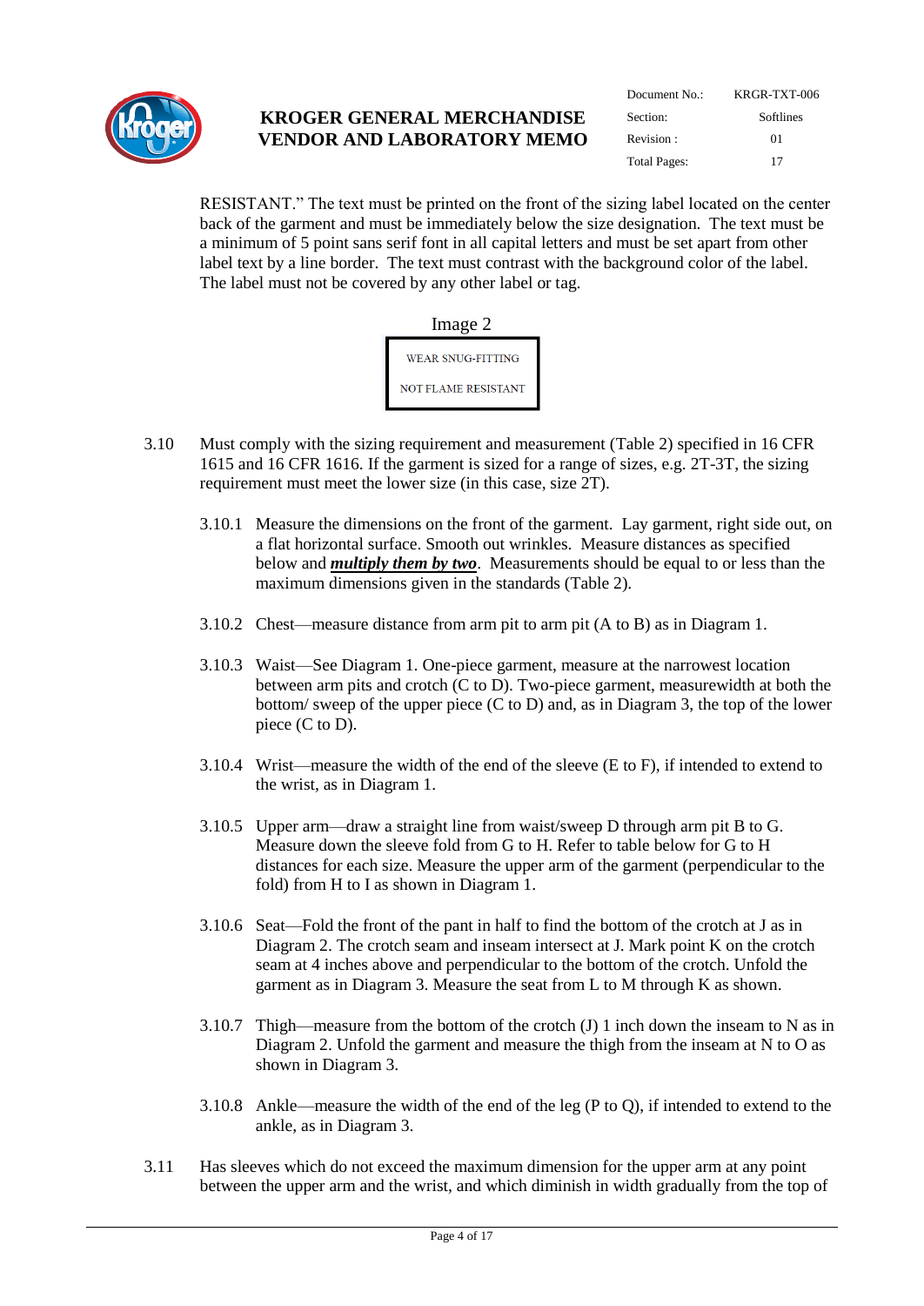RESISTANT." The text must be printed on the front of the sizing label located on the center back of the garment and must be immediately below the size designation. The text must be a minimum of 5 point sans serif font in all capital letters and must be set apart from other label text by a line border. The text must contrast with the background color of the label. The label must not be covered by any other label or tag.

Image 2

| WEAR SNUG-FITTING |
|---|
| NOT FLAME RESISTANT |

3.10 Must comply with the sizing requirement and measurement (Table 2) specified in 16 CFR 1615 and 16 CFR 1616. If the garment is sized for a range of sizes, e.g. 2T-3T, the sizing requirement must meet the lower size (in this case, size 2T).

3.10.1 Measure the dimensions on the front of the garment. Lay garment, right side out, on a flat horizontal surface. Smooth out wrinkles. Measure distances as specified below and ***multiply them by two***. Measurements should be equal to or less than the maximum dimensions given in the standards (Table 2).

3.10.2 Chest—measure distance from arm pit to arm pit (A to B) as in Diagram 1.

3.10.3 Waist—See Diagram 1. One-piece garment, measure at the narrowest location between arm pits and crotch (C to D). Two-piece garment, measurewidth at both the bottom/ sweep of the upper piece (C to D) and, as in Diagram 3, the top of the lower piece (C to D).

3.10.4 Wrist—measure the width of the end of the sleeve (E to F), if intended to extend to the wrist, as in Diagram 1.

3.10.5 Upper arm—draw a straight line from waist/sweep D through arm pit B to G. Measure down the sleeve fold from G to H. Refer to table below for G to H distances for each size. Measure the upper arm of the garment (perpendicular to the fold) from H to I as shown in Diagram 1.

3.10.6 Seat—Fold the front of the pant in half to find the bottom of the crotch at J as in Diagram 2. The crotch seam and inseam intersect at J. Mark point K on the crotch seam at 4 inches above and perpendicular to the bottom of the crotch. Unfold the garment as in Diagram 3. Measure the seat from L to M through K as shown.

3.10.7 Thigh—measure from the bottom of the crotch (J) 1 inch down the inseam to N as in Diagram 2. Unfold the garment and measure the thigh from the inseam at N to O as shown in Diagram 3.

3.10.8 Ankle—measure the width of the end of the leg (P to Q), if intended to extend to the ankle, as in Diagram 3.

3.11 Has sleeves which do not exceed the maximum dimension for the upper arm at any point between the upper arm and the wrist, and which diminish in width gradually from the top of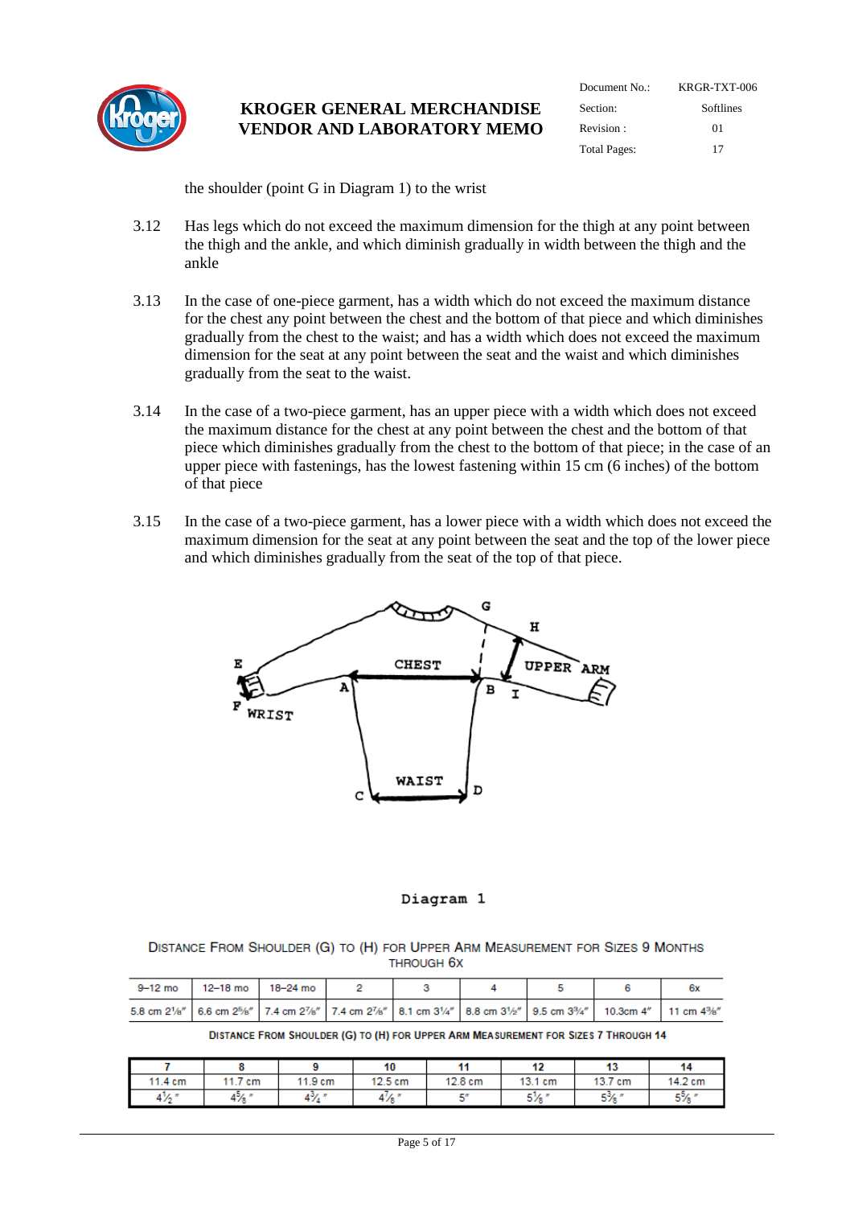the shoulder (point G in Diagram 1) to the wrist

3.12 Has legs which do not exceed the maximum dimension for the thigh at any point between the thigh and the ankle, and which diminish gradually in width between the thigh and the ankle

3.13 In the case of one-piece garment, has a width which do not exceed the maximum distance for the chest any point between the chest and the bottom of that piece and which diminishes gradually from the chest to the waist; and has a width which does not exceed the maximum dimension for the seat at any point between the seat and the waist and which diminishes gradually from the seat to the waist.

3.14 In the case of a two-piece garment, has an upper piece with a width which does not exceed the maximum distance for the chest at any point between the chest and the bottom of that piece which diminishes gradually from the chest to the bottom of that piece; in the case of an upper piece with fastenings, has the lowest fastening within 15 cm (6 inches) of the bottom of that piece

3.15 In the case of a two-piece garment, has a lower piece with a width which does not exceed the maximum dimension for the seat at any point between the seat and the top of the lower piece and which diminishes gradually from the seat of the top of that piece.

Diagram 1

DISTANCE FROM SHOULDER (G) TO (H) FOR UPPER ARM MEASUREMENT FOR SIZES 9 MONTHS THROUGH 6X

| 9–12 mo | 12–18 mo | 18–24 mo | 2 | 3 | 4 | 5 | 6 | 6x |
|---|---|---|---|---|---|---|---|---|
| 5.8 cm 2⅛″ | 6.6 cm 2⅝″ | 7.4 cm 2⅞″ | 7.4 cm 2⅞″ | 8.1 cm 3¼″ | 8.8 cm 3½″ | 9.5 cm 3¾″ | 10.3cm 4″ | 11 cm 4⅜″ |

DISTANCE FROM SHOULDER (G) TO (H) FOR UPPER ARM MEASUREMENT FOR SIZES 7 THROUGH 14

| 7 | 8 | 9 | 10 | 11 | 12 | 13 | 14 |
|---|---|---|---|---|---|---|---|
| 11.4 cm | 11.7 cm | 11.9 cm | 12.5 cm | 12.8 cm | 13.1 cm | 13.7 cm | 14.2 cm |
| 4½″ | 4⅝″ | 4¾″ | 4⅞″ | 5″ | 5⅛″ | 5⅜″ | 5⅝″ |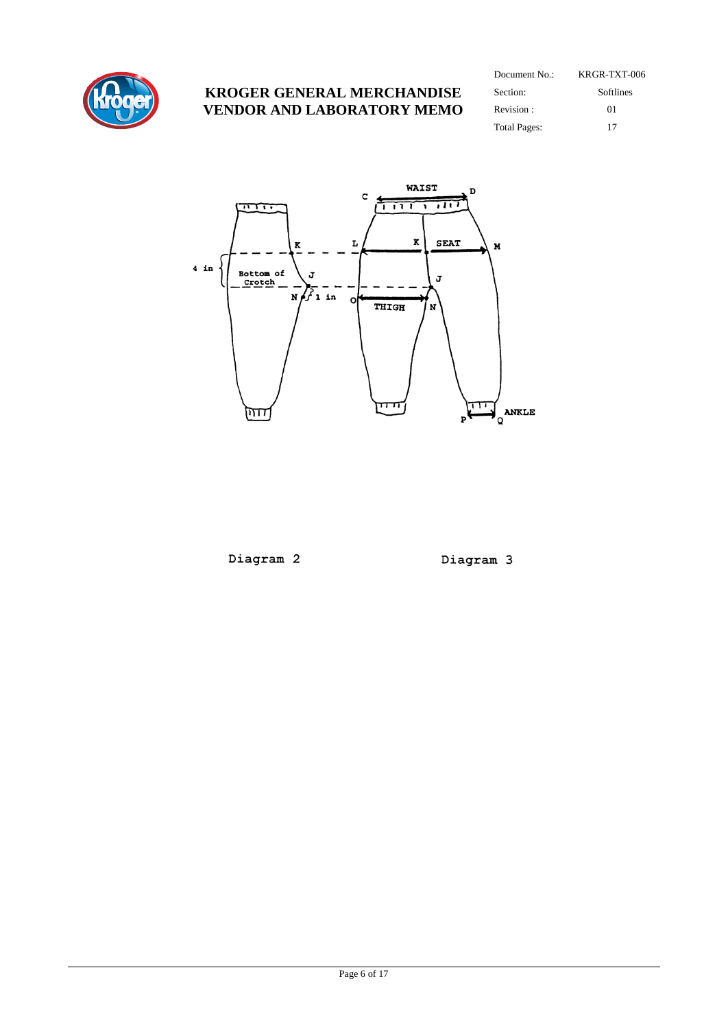WAIST

C D

K L K SEAT M

4 in Bottom of Crotch J J

N 1 in O THIGH N

ANKLE

P Q

Diagram 2

Diagram 3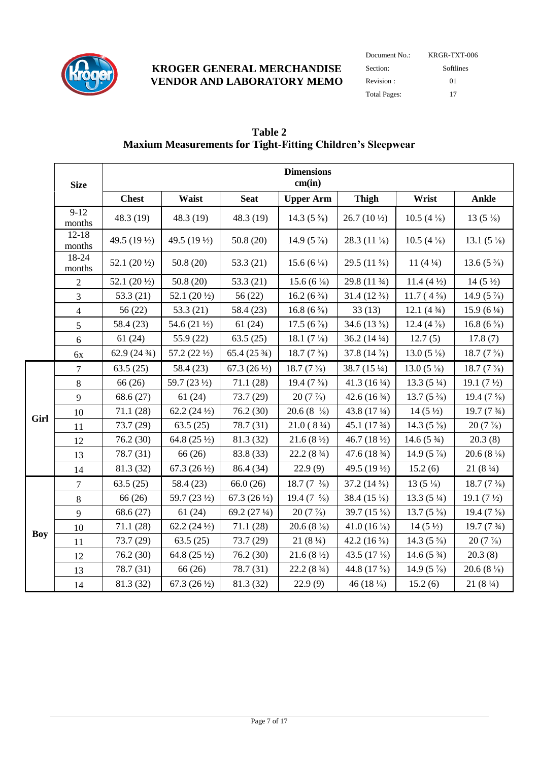**KROGER GENERAL MERCHANDISE VENDOR AND LABORATORY MEMO**

| Document No.: | KRGR-TXT-006 |
|---|---|
| Section: | Softlines |
| Revision : | 01 |
| Total Pages: | 17 |

**Table 2**
**Maxium Measurements for Tight-Fitting Children's Sleepwear**

| | Size | Dimensions cm(in) | | | | | | |
|---|---|---|---|---|---|---|---|---|
| | | Chest | Waist | Seat | Upper Arm | Thigh | Wrist | Ankle |
| | 9-12 months | 48.3 (19) | 48.3 (19) | 48.3 (19) | 14.3 (5 ⅝) | 26.7 (10 ½) | 10.5 (4 ⅛) | 13 (5 ⅛) |
| | 12-18 months | 49.5 (19 ½) | 49.5 (19 ½) | 50.8 (20) | 14.9 (5 ⅞) | 28.3 (11 ⅛) | 10.5 (4 ⅛) | 13.1 (5 ⅛) |
| | 18-24 months | 52.1 (20 ½) | 50.8 (20) | 53.3 (21) | 15.6 (6 ⅛) | 29.5 (11 ⅝) | 11 (4 ¼) | 13.6 (5 ⅜) |
| | 2 | 52.1 (20 ½) | 50.8 (20) | 53.3 (21) | 15.6 (6 ⅛) | 29.8 (11 ¾) | 11.4 (4 ½) | 14 (5 ½) |
| | 3 | 53.3 (21) | 52.1 (20 ½) | 56 (22) | 16.2 (6 ⅜) | 31.4 (12 ⅜) | 11.7 ( 4 ⅝) | 14.9 (5 ⅞) |
| | 4 | 56 (22) | 53.3 (21) | 58.4 (23) | 16.8 (6 ⅝) | 33 (13) | 12.1 (4 ¾) | 15.9 (6 ¼) |
| | 5 | 58.4 (23) | 54.6 (21 ½) | 61 (24) | 17.5 (6 ⅞) | 34.6 (13 ⅝) | 12.4 (4 ⅞) | 16.8 (6 ⅝) |
| | 6 | 61 (24) | 55.9 (22) | 63.5 (25) | 18.1 (7 ⅛) | 36.2 (14 ¼) | 12.7 (5) | 17.8 (7) |
| | 6x | 62.9 (24 ¾) | 57.2 (22 ½) | 65.4 (25 ¾) | 18.7 (7 ⅜) | 37.8 (14 ⅞) | 13.0 (5 ⅛) | 18.7 (7 ⅜) |
| Girl | 7 | 63.5 (25) | 58.4 (23) | 67.3 (26 ½) | 18.7 (7 ⅜) | 38.7 (15 ¼) | 13.0 (5 ⅛) | 18.7 (7 ⅜) |
| | 8 | 66 (26) | 59.7 (23 ½) | 71.1 (28) | 19.4 (7 ⅝) | 41.3 (16 ¼) | 13.3 (5 ¼) | 19.1 (7 ½) |
| | 9 | 68.6 (27) | 61 (24) | 73.7 (29) | 20 (7 ⅞) | 42.6 (16 ¾) | 13.7 (5 ⅜) | 19.4 (7 ⅝) |
| | 10 | 71.1 (28) | 62.2 (24 ½) | 76.2 (30) | 20.6 (8 ⅛) | 43.8 (17 ¼) | 14 (5 ½) | 19.7 (7 ¾) |
| | 11 | 73.7 (29) | 63.5 (25) | 78.7 (31) | 21.0 ( 8 ¼) | 45.1 (17 ¾) | 14.3 (5 ⅝) | 20 (7 ⅞) |
| | 12 | 76.2 (30) | 64.8 (25 ½) | 81.3 (32) | 21.6 (8 ½) | 46.7 (18 ½) | 14.6 (5 ¾) | 20.3 (8) |
| | 13 | 78.7 (31) | 66 (26) | 83.8 (33) | 22.2 (8 ¾) | 47.6 (18 ¾) | 14.9 (5 ⅞) | 20.6 (8 ⅛) |
| | 14 | 81.3 (32) | 67.3 (26 ½) | 86.4 (34) | 22.9 (9) | 49.5 (19 ½) | 15.2 (6) | 21 (8 ¼) |
| Boy | 7 | 63.5 (25) | 58.4 (23) | 66.0 (26) | 18.7 (7 ⅜) | 37.2 (14 ⅝) | 13 (5 ⅛) | 18.7 (7 ⅜) |
| | 8 | 66 (26) | 59.7 (23 ½) | 67.3 (26 ½) | 19.4 (7 ⅝) | 38.4 (15 ⅛) | 13.3 (5 ¼) | 19.1 (7 ½) |
| | 9 | 68.6 (27) | 61 (24) | 69.2 (27 ¼) | 20 (7 ⅞) | 39.7 (15 ⅝) | 13.7 (5 ⅜) | 19.4 (7 ⅝) |
| | 10 | 71.1 (28) | 62.2 (24 ½) | 71.1 (28) | 20.6 (8 ⅛) | 41.0 (16 ⅛) | 14 (5 ½) | 19.7 (7 ¾) |
| | 11 | 73.7 (29) | 63.5 (25) | 73.7 (29) | 21 (8 ¼) | 42.2 (16 ⅝) | 14.3 (5 ⅝) | 20 (7 ⅞) |
| | 12 | 76.2 (30) | 64.8 (25 ½) | 76.2 (30) | 21.6 (8 ½) | 43.5 (17 ⅛) | 14.6 (5 ¾) | 20.3 (8) |
| | 13 | 78.7 (31) | 66 (26) | 78.7 (31) | 22.2 (8 ¾) | 44.8 (17 ⅝) | 14.9 (5 ⅞) | 20.6 (8 ⅛) |
| | 14 | 81.3 (32) | 67.3 (26 ½) | 81.3 (32) | 22.9 (9) | 46 (18 ⅛) | 15.2 (6) | 21 (8 ¼) |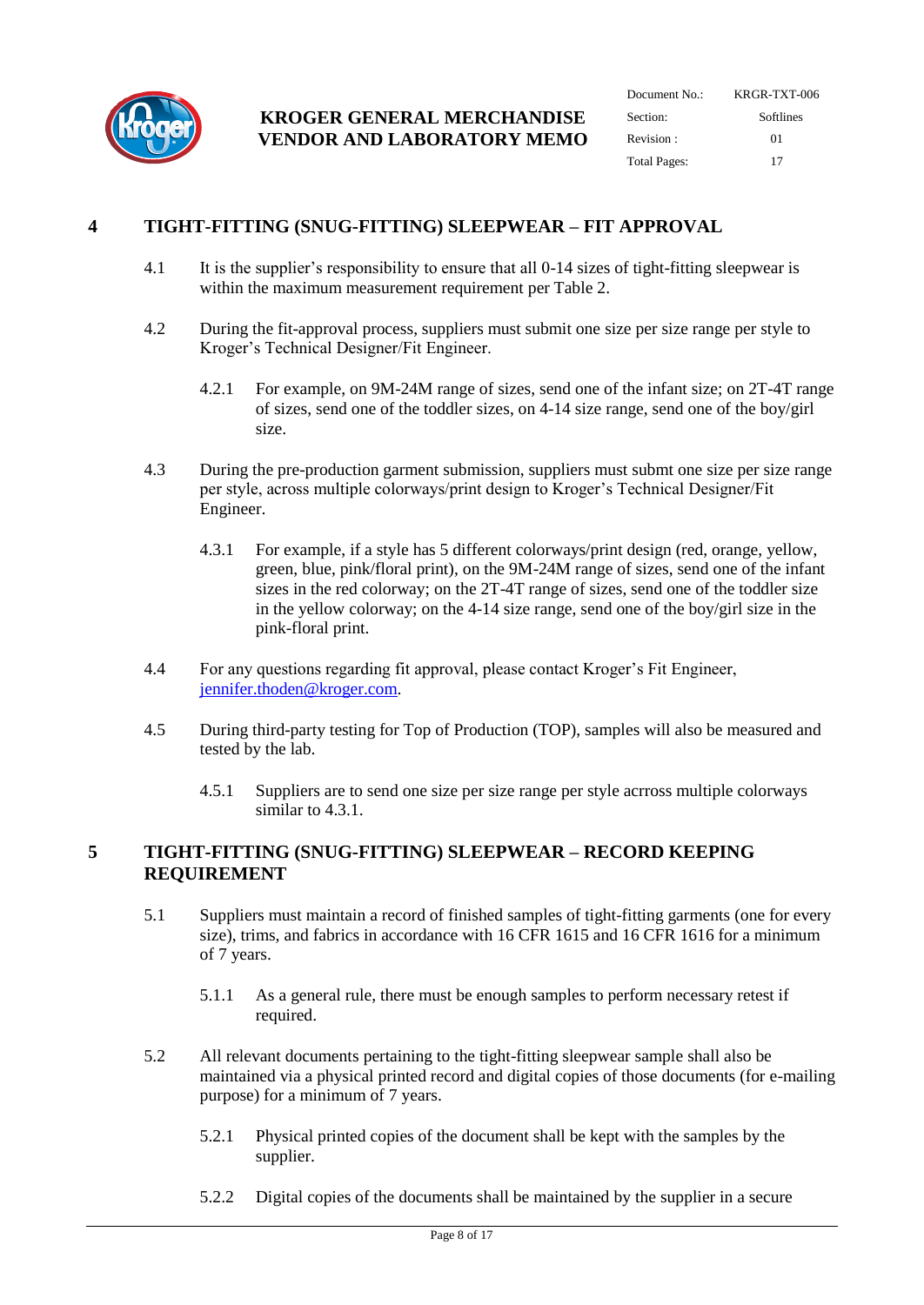## 4 TIGHT-FITTING (SNUG-FITTING) SLEEPWEAR – FIT APPROVAL

4.1 It is the supplier's responsibility to ensure that all 0-14 sizes of tight-fitting sleepwear is within the maximum measurement requirement per Table 2.

4.2 During the fit-approval process, suppliers must submit one size per size range per style to Kroger's Technical Designer/Fit Engineer.

4.2.1 For example, on 9M-24M range of sizes, send one of the infant size; on 2T-4T range of sizes, send one of the toddler sizes, on 4-14 size range, send one of the boy/girl size.

4.3 During the pre-production garment submission, suppliers must submt one size per size range per style, across multiple colorways/print design to Kroger's Technical Designer/Fit Engineer.

4.3.1 For example, if a style has 5 different colorways/print design (red, orange, yellow, green, blue, pink/floral print), on the 9M-24M range of sizes, send one of the infant sizes in the red colorway; on the 2T-4T range of sizes, send one of the toddler size in the yellow colorway; on the 4-14 size range, send one of the boy/girl size in the pink-floral print.

4.4 For any questions regarding fit approval, please contact Kroger's Fit Engineer, [jennifer.thoden@kroger.com](mailto:jennifer.thoden@kroger.com).

4.5 During third-party testing for Top of Production (TOP), samples will also be measured and tested by the lab.

4.5.1 Suppliers are to send one size per size range per style acrross multiple colorways similar to 4.3.1.

## 5 TIGHT-FITTING (SNUG-FITTING) SLEEPWEAR – RECORD KEEPING REQUIREMENT

5.1 Suppliers must maintain a record of finished samples of tight-fitting garments (one for every size), trims, and fabrics in accordance with 16 CFR 1615 and 16 CFR 1616 for a minimum of 7 years.

5.1.1 As a general rule, there must be enough samples to perform necessary retest if required.

5.2 All relevant documents pertaining to the tight-fitting sleepwear sample shall also be maintained via a physical printed record and digital copies of those documents (for e-mailing purpose) for a minimum of 7 years.

5.2.1 Physical printed copies of the document shall be kept with the samples by the supplier.

5.2.2 Digital copies of the documents shall be maintained by the supplier in a secure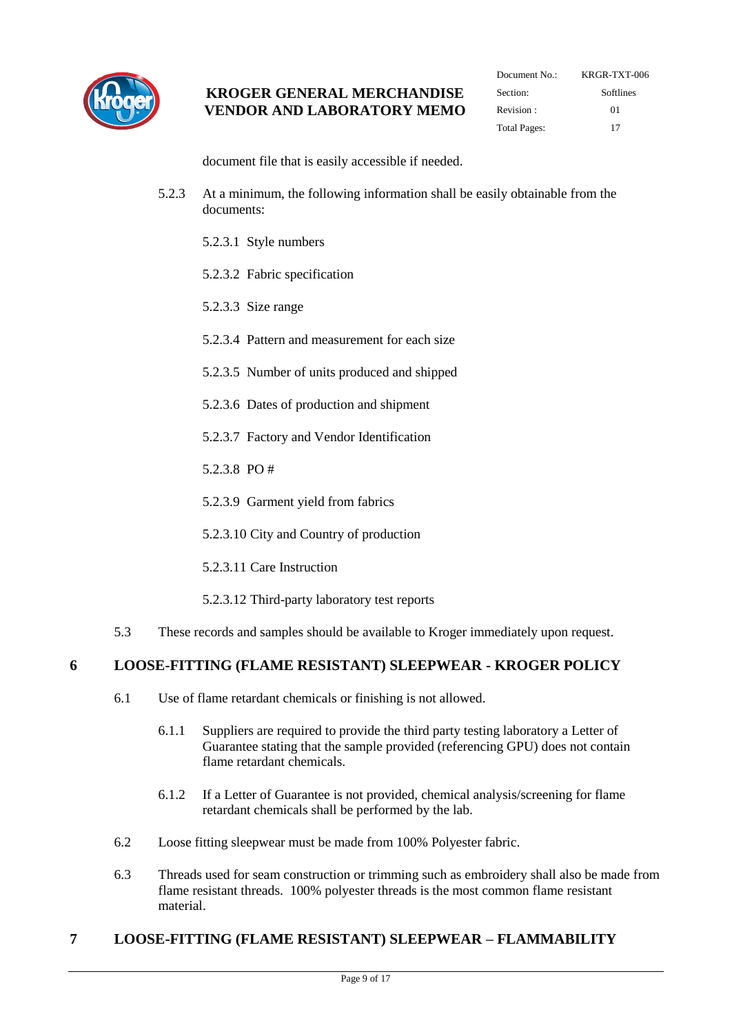document file that is easily accessible if needed.

5.2.3 At a minimum, the following information shall be easily obtainable from the documents:

5.2.3.1 Style numbers

5.2.3.2 Fabric specification

5.2.3.3 Size range

5.2.3.4 Pattern and measurement for each size

5.2.3.5 Number of units produced and shipped

5.2.3.6 Dates of production and shipment

5.2.3.7 Factory and Vendor Identification

5.2.3.8 PO #

5.2.3.9 Garment yield from fabrics

5.2.3.10 City and Country of production

5.2.3.11 Care Instruction

5.2.3.12 Third-party laboratory test reports

5.3 These records and samples should be available to Kroger immediately upon request.

## 6 LOOSE-FITTING (FLAME RESISTANT) SLEEPWEAR - KROGER POLICY

6.1 Use of flame retardant chemicals or finishing is not allowed.

6.1.1 Suppliers are required to provide the third party testing laboratory a Letter of Guarantee stating that the sample provided (referencing GPU) does not contain flame retardant chemicals.

6.1.2 If a Letter of Guarantee is not provided, chemical analysis/screening for flame retardant chemicals shall be performed by the lab.

6.2 Loose fitting sleepwear must be made from 100% Polyester fabric.

6.3 Threads used for seam construction or trimming such as embroidery shall also be made from flame resistant threads. 100% polyester threads is the most common flame resistant material.

## 7 LOOSE-FITTING (FLAME RESISTANT) SLEEPWEAR – FLAMMABILITY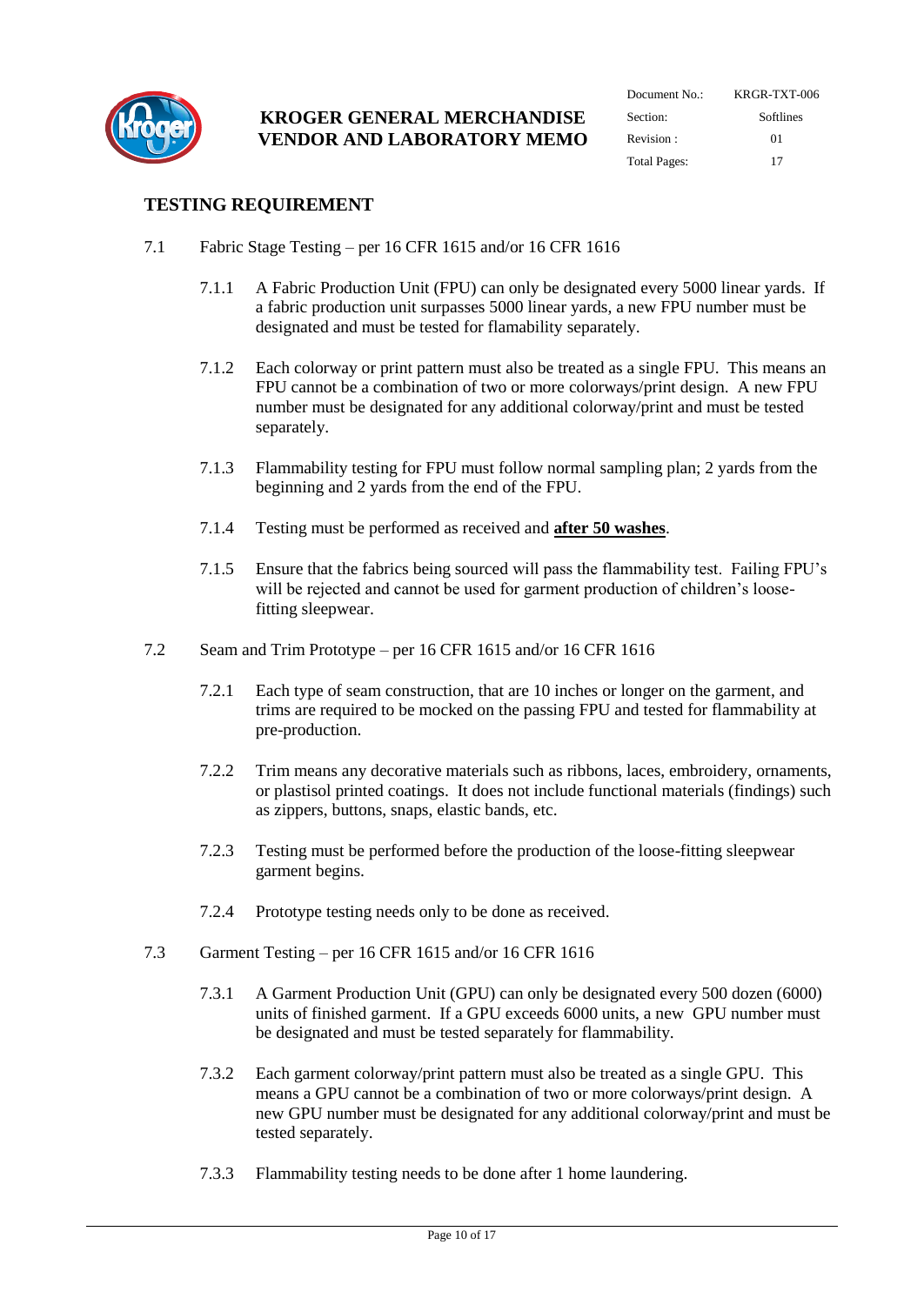## TESTING REQUIREMENT

7.1 Fabric Stage Testing – per 16 CFR 1615 and/or 16 CFR 1616

7.1.1 A Fabric Production Unit (FPU) can only be designated every 5000 linear yards. If a fabric production unit surpasses 5000 linear yards, a new FPU number must be designated and must be tested for flamability separately.

7.1.2 Each colorway or print pattern must also be treated as a single FPU. This means an FPU cannot be a combination of two or more colorways/print design. A new FPU number must be designated for any additional colorway/print and must be tested separately.

7.1.3 Flammability testing for FPU must follow normal sampling plan; 2 yards from the beginning and 2 yards from the end of the FPU.

7.1.4 Testing must be performed as received and **after 50 washes**.

7.1.5 Ensure that the fabrics being sourced will pass the flammability test. Failing FPU's will be rejected and cannot be used for garment production of children's loose-fitting sleepwear.

7.2 Seam and Trim Prototype – per 16 CFR 1615 and/or 16 CFR 1616

7.2.1 Each type of seam construction, that are 10 inches or longer on the garment, and trims are required to be mocked on the passing FPU and tested for flammability at pre-production.

7.2.2 Trim means any decorative materials such as ribbons, laces, embroidery, ornaments, or plastisol printed coatings. It does not include functional materials (findings) such as zippers, buttons, snaps, elastic bands, etc.

7.2.3 Testing must be performed before the production of the loose-fitting sleepwear garment begins.

7.2.4 Prototype testing needs only to be done as received.

7.3 Garment Testing – per 16 CFR 1615 and/or 16 CFR 1616

7.3.1 A Garment Production Unit (GPU) can only be designated every 500 dozen (6000) units of finished garment. If a GPU exceeds 6000 units, a new GPU number must be designated and must be tested separately for flammability.

7.3.2 Each garment colorway/print pattern must also be treated as a single GPU. This means a GPU cannot be a combination of two or more colorways/print design. A new GPU number must be designated for any additional colorway/print and must be tested separately.

7.3.3 Flammability testing needs to be done after 1 home laundering.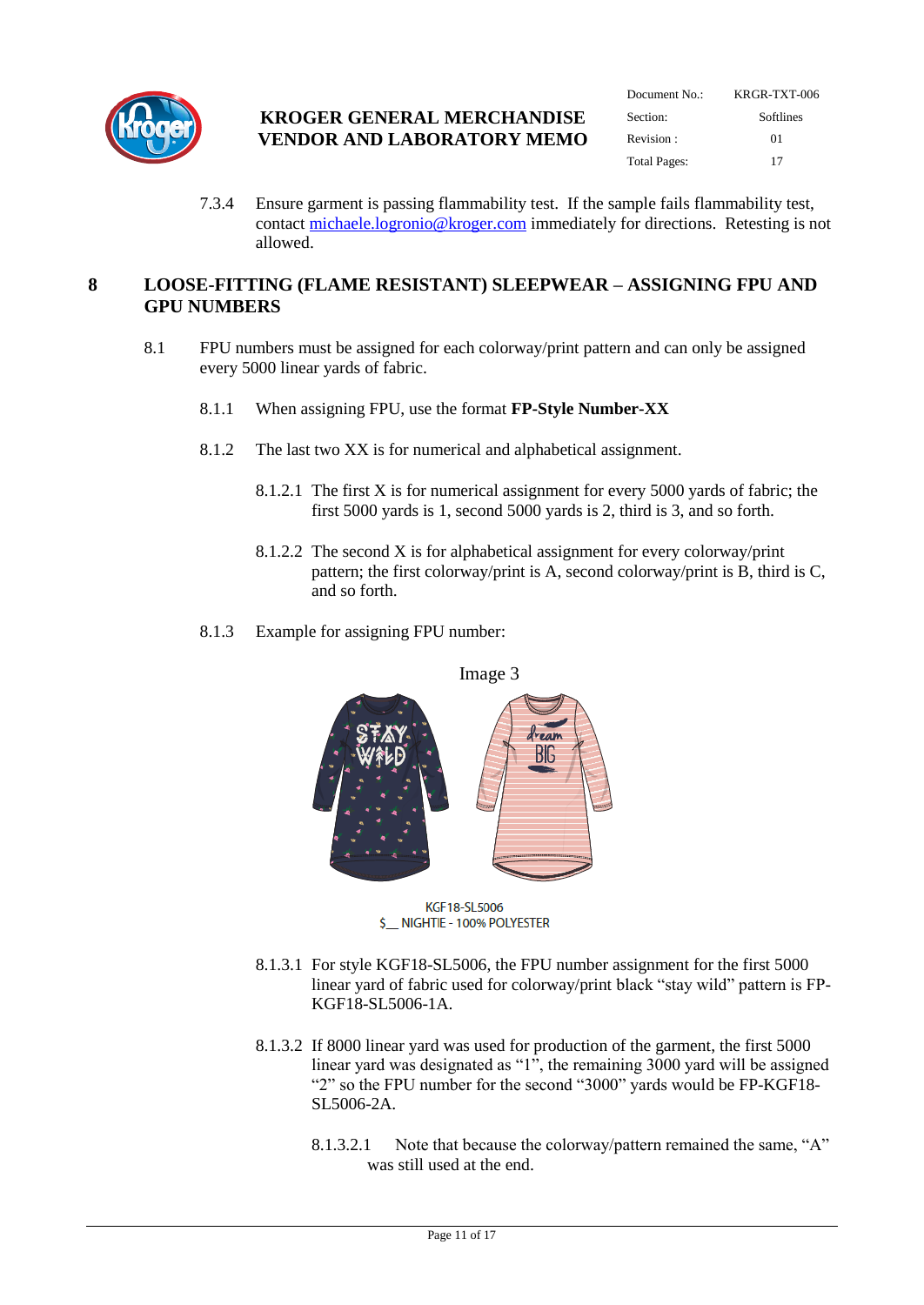7.3.4 Ensure garment is passing flammability test. If the sample fails flammability test, contact michaele.logronio@kroger.com immediately for directions. Retesting is not allowed.

## 8 LOOSE-FITTING (FLAME RESISTANT) SLEEPWEAR – ASSIGNING FPU AND GPU NUMBERS

8.1 FPU numbers must be assigned for each colorway/print pattern and can only be assigned every 5000 linear yards of fabric.

8.1.1 When assigning FPU, use the format **FP-Style Number-XX**

8.1.2 The last two XX is for numerical and alphabetical assignment.

8.1.2.1 The first X is for numerical assignment for every 5000 yards of fabric; the first 5000 yards is 1, second 5000 yards is 2, third is 3, and so forth.

8.1.2.2 The second X is for alphabetical assignment for every colorway/print pattern; the first colorway/print is A, second colorway/print is B, third is C, and so forth.

8.1.3 Example for assigning FPU number:

Image 3

KGF18-SL5006
$__ NIGHTIE - 100% POLYESTER

8.1.3.1 For style KGF18-SL5006, the FPU number assignment for the first 5000 linear yard of fabric used for colorway/print black "stay wild" pattern is FP-KGF18-SL5006-1A.

8.1.3.2 If 8000 linear yard was used for production of the garment, the first 5000 linear yard was designated as "1", the remaining 3000 yard will be assigned "2" so the FPU number for the second "3000" yards would be FP-KGF18-SL5006-2A.

8.1.3.2.1 Note that because the colorway/pattern remained the same, "A" was still used at the end.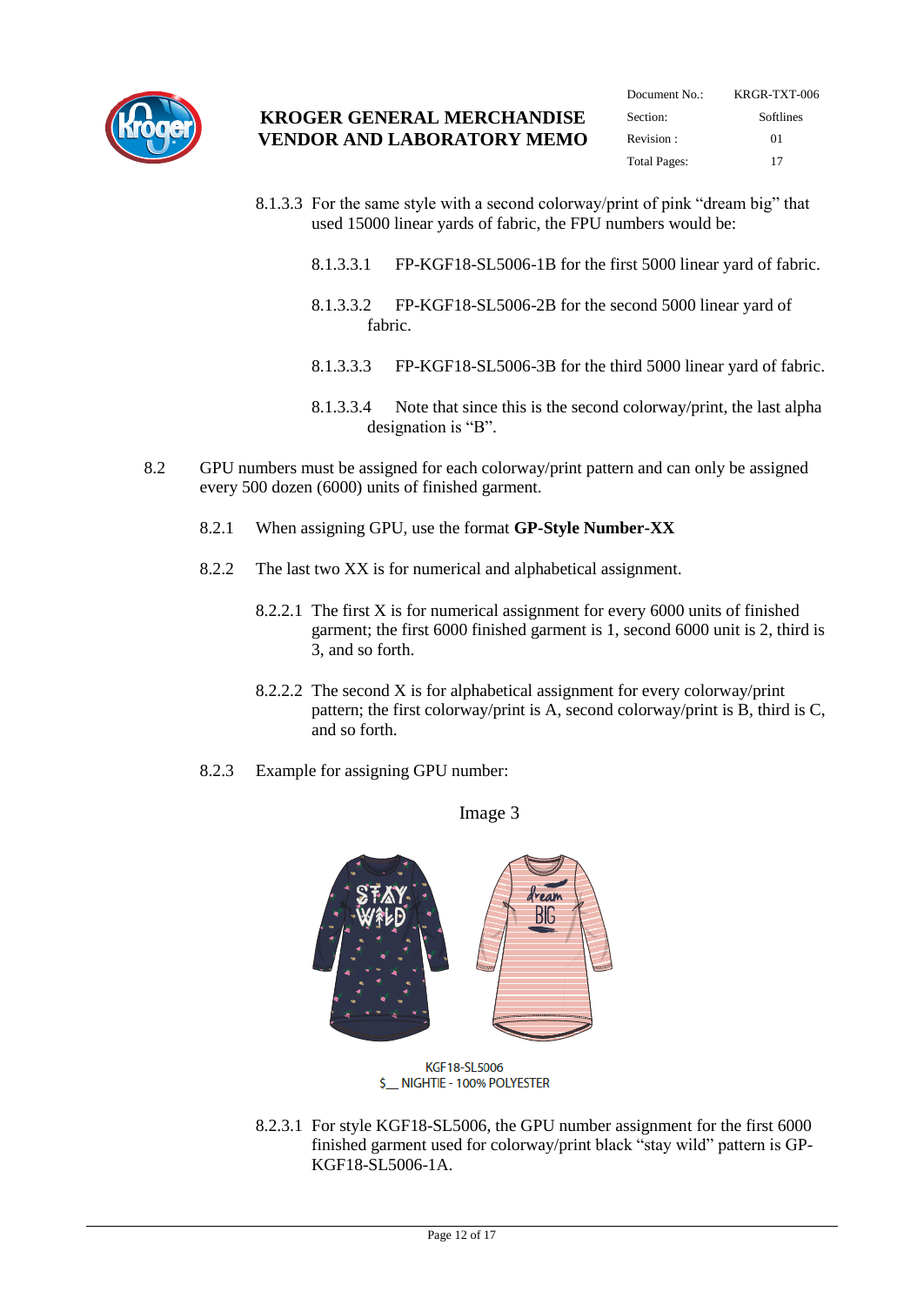8.1.3.3 For the same style with a second colorway/print of pink "dream big" that used 15000 linear yards of fabric, the FPU numbers would be:

8.1.3.3.1 FP-KGF18-SL5006-1B for the first 5000 linear yard of fabric.

8.1.3.3.2 FP-KGF18-SL5006-2B for the second 5000 linear yard of fabric.

8.1.3.3.3 FP-KGF18-SL5006-3B for the third 5000 linear yard of fabric.

8.1.3.3.4 Note that since this is the second colorway/print, the last alpha designation is "B".

8.2 GPU numbers must be assigned for each colorway/print pattern and can only be assigned every 500 dozen (6000) units of finished garment.

8.2.1 When assigning GPU, use the format **GP-Style Number-XX**

8.2.2 The last two XX is for numerical and alphabetical assignment.

8.2.2.1 The first X is for numerical assignment for every 6000 units of finished garment; the first 6000 finished garment is 1, second 6000 unit is 2, third is 3, and so forth.

8.2.2.2 The second X is for alphabetical assignment for every colorway/print pattern; the first colorway/print is A, second colorway/print is B, third is C, and so forth.

8.2.3 Example for assigning GPU number:

Image 3

KGF18-SL5006
$__ NIGHTIE - 100% POLYESTER

8.2.3.1 For style KGF18-SL5006, the GPU number assignment for the first 6000 finished garment used for colorway/print black "stay wild" pattern is GP-KGF18-SL5006-1A.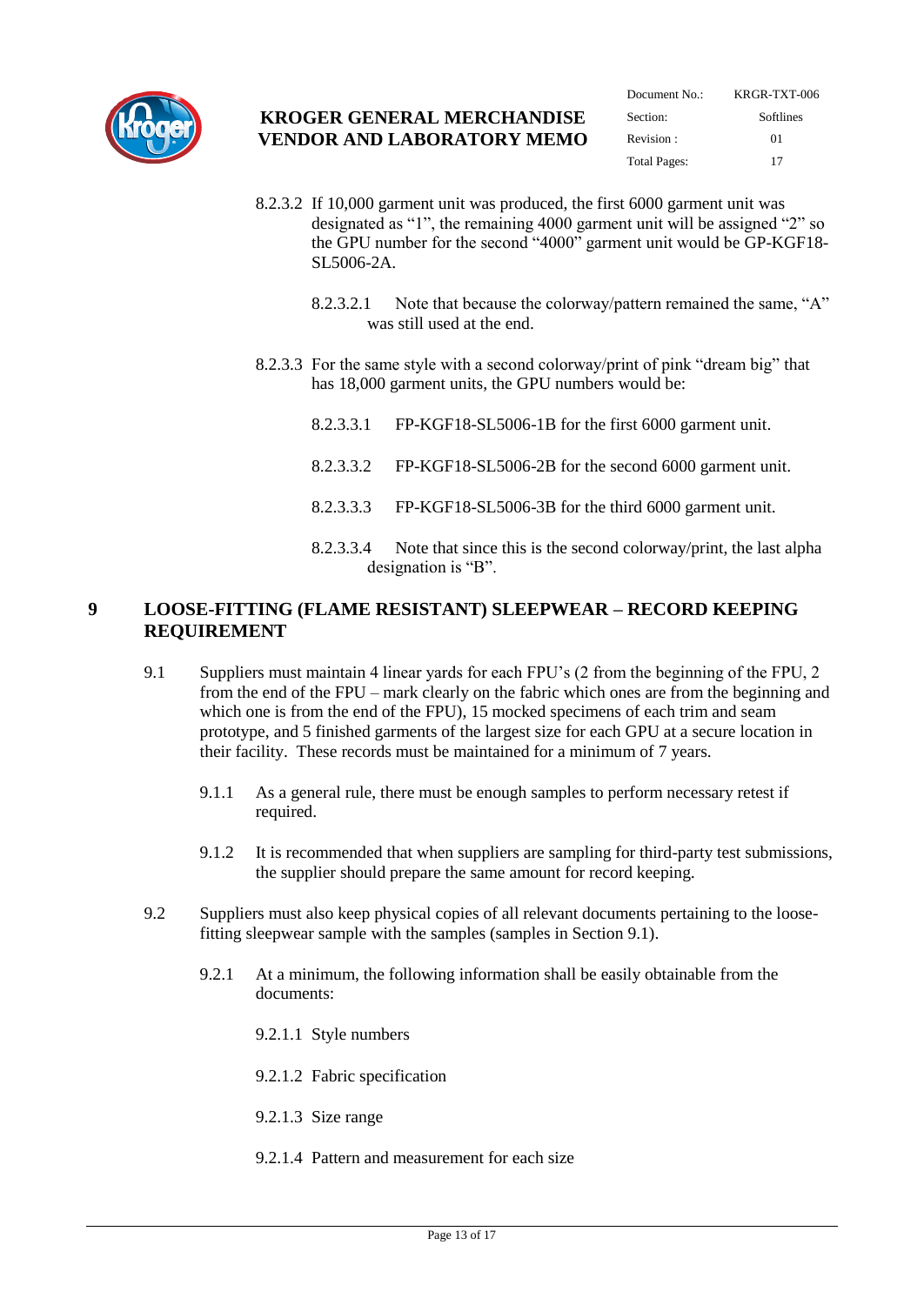8.2.3.2 If 10,000 garment unit was produced, the first 6000 garment unit was designated as "1", the remaining 4000 garment unit will be assigned "2" so the GPU number for the second "4000" garment unit would be GP-KGF18-SL5006-2A.

8.2.3.2.1 Note that because the colorway/pattern remained the same, "A" was still used at the end.

8.2.3.3 For the same style with a second colorway/print of pink "dream big" that has 18,000 garment units, the GPU numbers would be:

8.2.3.3.1 FP-KGF18-SL5006-1B for the first 6000 garment unit.

8.2.3.3.2 FP-KGF18-SL5006-2B for the second 6000 garment unit.

8.2.3.3.3 FP-KGF18-SL5006-3B for the third 6000 garment unit.

8.2.3.3.4 Note that since this is the second colorway/print, the last alpha designation is "B".

# 9 LOOSE-FITTING (FLAME RESISTANT) SLEEPWEAR – RECORD KEEPING REQUIREMENT

9.1 Suppliers must maintain 4 linear yards for each FPU's (2 from the beginning of the FPU, 2 from the end of the FPU – mark clearly on the fabric which ones are from the beginning and which one is from the end of the FPU), 15 mocked specimens of each trim and seam prototype, and 5 finished garments of the largest size for each GPU at a secure location in their facility. These records must be maintained for a minimum of 7 years.

9.1.1 As a general rule, there must be enough samples to perform necessary retest if required.

9.1.2 It is recommended that when suppliers are sampling for third-party test submissions, the supplier should prepare the same amount for record keeping.

9.2 Suppliers must also keep physical copies of all relevant documents pertaining to the loose-fitting sleepwear sample with the samples (samples in Section 9.1).

9.2.1 At a minimum, the following information shall be easily obtainable from the documents:

9.2.1.1 Style numbers

9.2.1.2 Fabric specification

9.2.1.3 Size range

9.2.1.4 Pattern and measurement for each size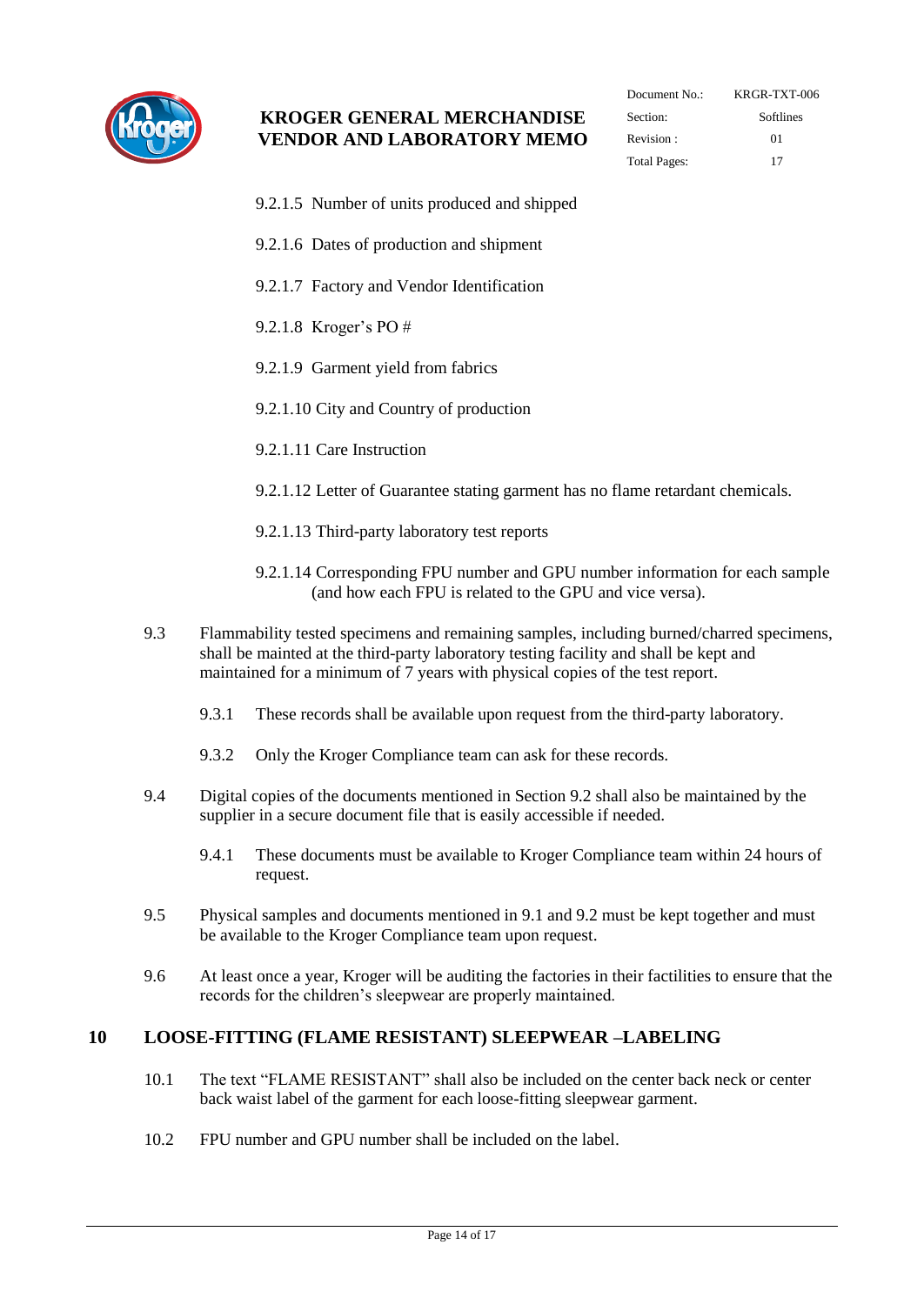9.2.1.5 Number of units produced and shipped

9.2.1.6 Dates of production and shipment

9.2.1.7 Factory and Vendor Identification

9.2.1.8 Kroger's PO #

9.2.1.9 Garment yield from fabrics

9.2.1.10 City and Country of production

9.2.1.11 Care Instruction

9.2.1.12 Letter of Guarantee stating garment has no flame retardant chemicals.

9.2.1.13 Third-party laboratory test reports

9.2.1.14 Corresponding FPU number and GPU number information for each sample (and how each FPU is related to the GPU and vice versa).

9.3 Flammability tested specimens and remaining samples, including burned/charred specimens, shall be mainted at the third-party laboratory testing facility and shall be kept and maintained for a minimum of 7 years with physical copies of the test report.

9.3.1 These records shall be available upon request from the third-party laboratory.

9.3.2 Only the Kroger Compliance team can ask for these records.

9.4 Digital copies of the documents mentioned in Section 9.2 shall also be maintained by the supplier in a secure document file that is easily accessible if needed.

9.4.1 These documents must be available to Kroger Compliance team within 24 hours of request.

9.5 Physical samples and documents mentioned in 9.1 and 9.2 must be kept together and must be available to the Kroger Compliance team upon request.

9.6 At least once a year, Kroger will be auditing the factories in their factilities to ensure that the records for the children's sleepwear are properly maintained.

## 10 LOOSE-FITTING (FLAME RESISTANT) SLEEPWEAR –LABELING

10.1 The text "FLAME RESISTANT" shall also be included on the center back neck or center back waist label of the garment for each loose-fitting sleepwear garment.

10.2 FPU number and GPU number shall be included on the label.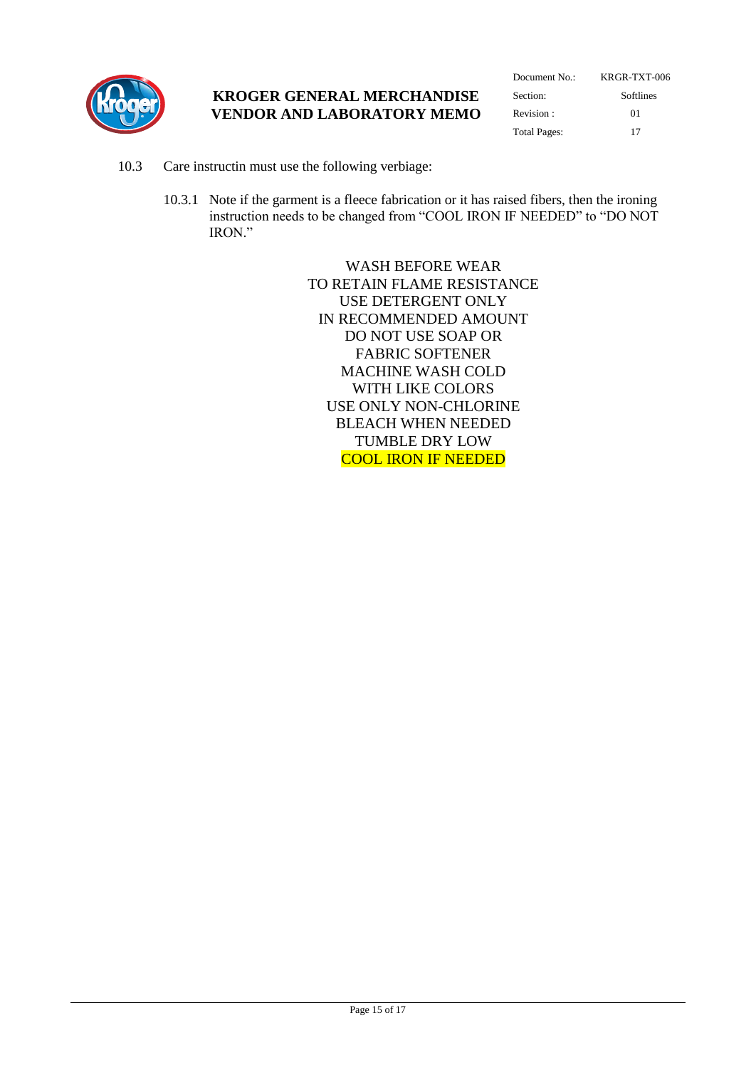10.3 Care instructin must use the following verbiage:

10.3.1 Note if the garment is a fleece fabrication or it has raised fibers, then the ironing instruction needs to be changed from "COOL IRON IF NEEDED" to "DO NOT IRON."

WASH BEFORE WEAR
TO RETAIN FLAME RESISTANCE
USE DETERGENT ONLY
IN RECOMMENDED AMOUNT
DO NOT USE SOAP OR
FABRIC SOFTENER
MACHINE WASH COLD
WITH LIKE COLORS
USE ONLY NON-CHLORINE
BLEACH WHEN NEEDED
TUMBLE DRY LOW
COOL IRON IF NEEDED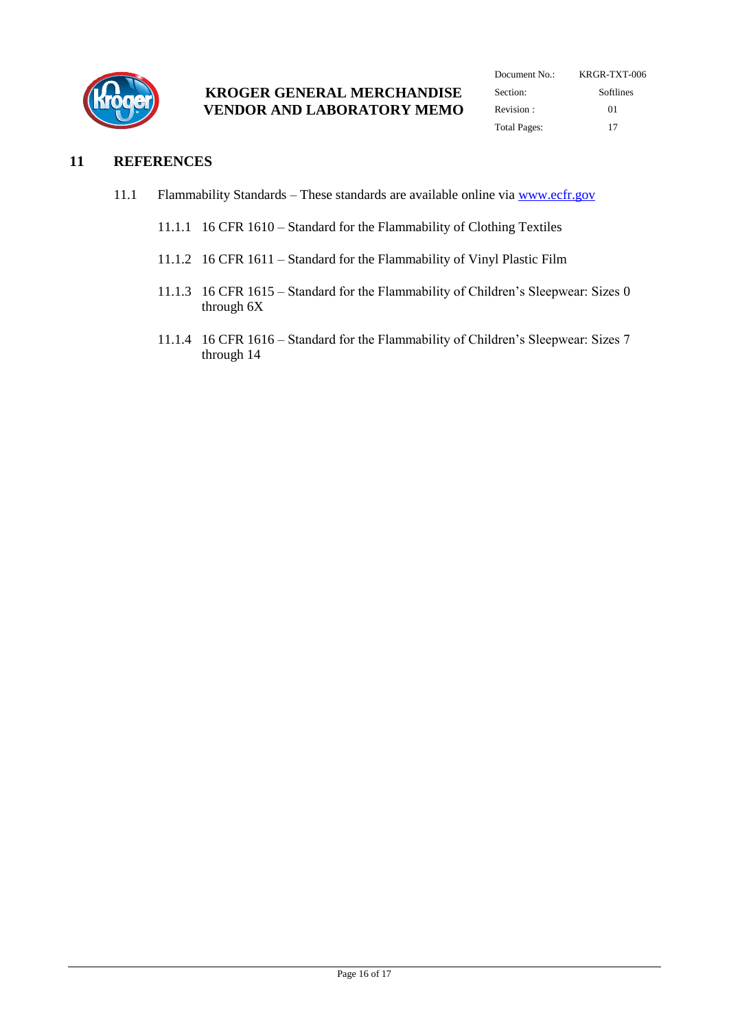## 11 REFERENCES

11.1 Flammability Standards – These standards are available online via [www.ecfr.gov](http://www.ecfr.gov)

11.1.1 16 CFR 1610 – Standard for the Flammability of Clothing Textiles

11.1.2 16 CFR 1611 – Standard for the Flammability of Vinyl Plastic Film

11.1.3 16 CFR 1615 – Standard for the Flammability of Children's Sleepwear: Sizes 0 through 6X

11.1.4 16 CFR 1616 – Standard for the Flammability of Children's Sleepwear: Sizes 7 through 14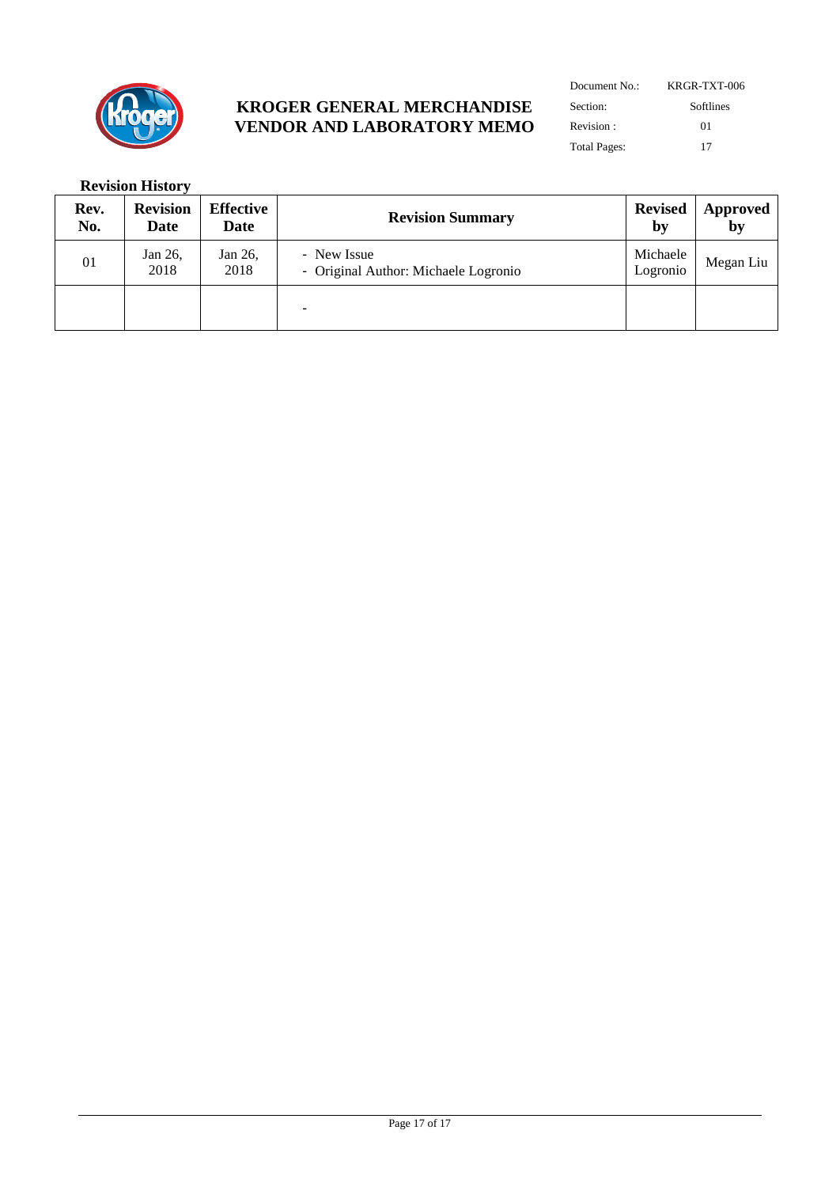**KROGER GENERAL MERCHANDISE VENDOR AND LABORATORY MEMO**

| | |
|---|---|
| Document No.: | KRGR-TXT-006 |
| Section: | Softlines |
| Revision : | 01 |
| Total Pages: | 17 |

**Revision History**

| Rev. No. | Revision Date | Effective Date | Revision Summary | Revised by | Approved by |
|---|---|---|---|---|---|
| 01 | Jan 26, 2018 | Jan 26, 2018 | - New Issue<br>- Original Author: Michaele Logronio | Michaele Logronio | Megan Liu |
| | | | - | | |